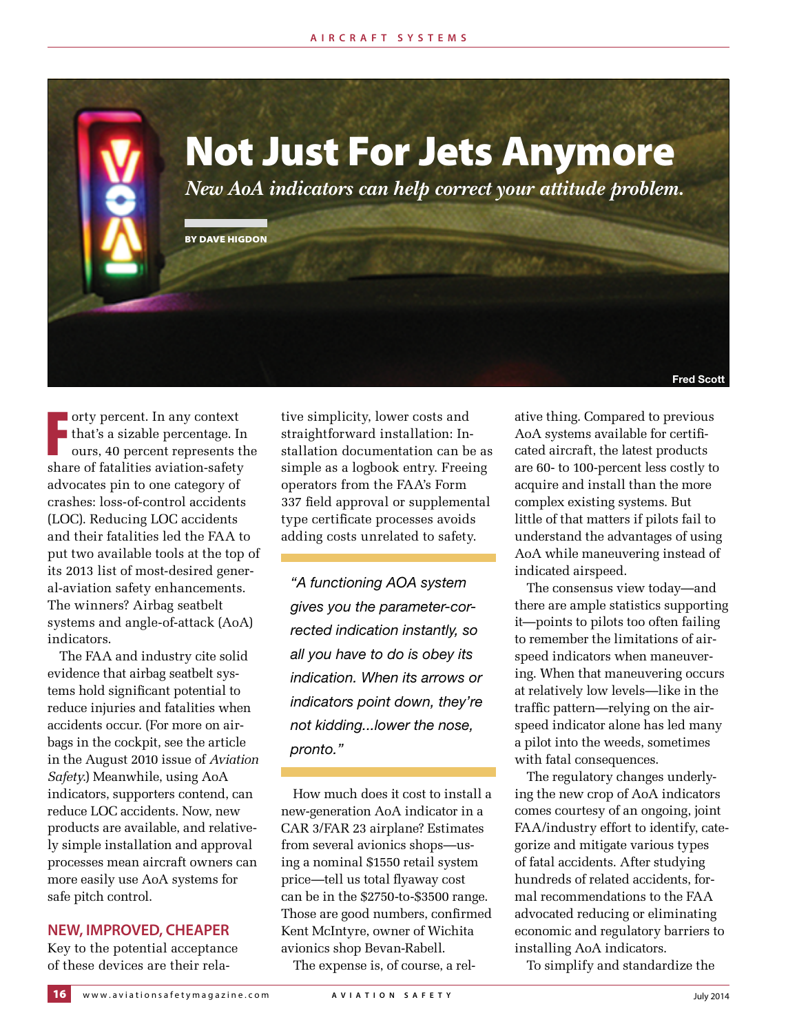# Not Just For Jets Anymore

*New AoA indicators can help correct your attitude problem.*

**BY DAVE HIGDON**

Fred Scott

Forty percent. In any context that's a sizable percentage. In ours, 40 percent represents the share of fatalities aviation-safety advocates pin to one category of crashes: loss-of-control accidents (LOC). Reducing LOC accidents and their fatalities led the FAA to put two available tools at the top of its 2013 list of most-desired general-aviation safety enhancements. The winners? Airbag seatbelt systems and angle-of-attack (AoA) indicators.

The FAA and industry cite solid evidence that airbag seatbelt systems hold significant potential to reduce injuries and fatalities when accidents occur. (For more on airbags in the cockpit, see the article in the August 2010 issue of *Aviation Safety*.) Meanwhile, using AoA indicators, supporters contend, can reduce LOC accidents. Now, new products are available, and relatively simple installation and approval processes mean aircraft owners can more easily use AoA systems for safe pitch control.

## NEW, IMPROVED, CHEAPER

Key to the potential acceptance of these devices are their relative simplicity, lower costs and straightforward installation: Installation documentation can be as simple as a logbook entry. Freeing operators from the FAA's Form 337 field approval or supplemental type certificate processes avoids adding costs unrelated to safety.

> *"A functioning AOA system gives you the parameter-corrected indication instantly, so all you have to do is obey its indication. When its arrows or indicators point down, they're not kidding...lower the nose, pronto."*

How much does it cost to install a new-generation AoA indicator in a CAR 3/FAR 23 airplane? Estimates from several avionics shops—using a nominal $1550 retail system price—tell us total flyaway cost can be in the $2750-to-$3500 range. Those are good numbers, confirmed Kent McIntyre, owner of Wichita avionics shop Bevan-Rabell.

The expense is, of course, a relative thing. Compared to previous AoA systems available for certificated aircraft, the latest products are 60- to 100-percent less costly to acquire and install than the more complex existing systems. But little of that matters if pilots fail to understand the advantages of using AoA while maneuvering instead of indicated airspeed.

The consensus view today—and there are ample statistics supporting it—points to pilots too often failing to remember the limitations of airspeed indicators when maneuvering. When that maneuvering occurs at relatively low levels—like in the traffic pattern—relying on the airspeed indicator alone has led many a pilot into the weeds, sometimes with fatal consequences.

The regulatory changes underlying the new crop of AoA indicators comes courtesy of an ongoing, joint FAA/industry effort to identify, categorize and mitigate various types of fatal accidents. After studying hundreds of related accidents, formal recommendations to the FAA advocated reducing or eliminating economic and regulatory barriers to installing AoA indicators.

To simplify and standardize the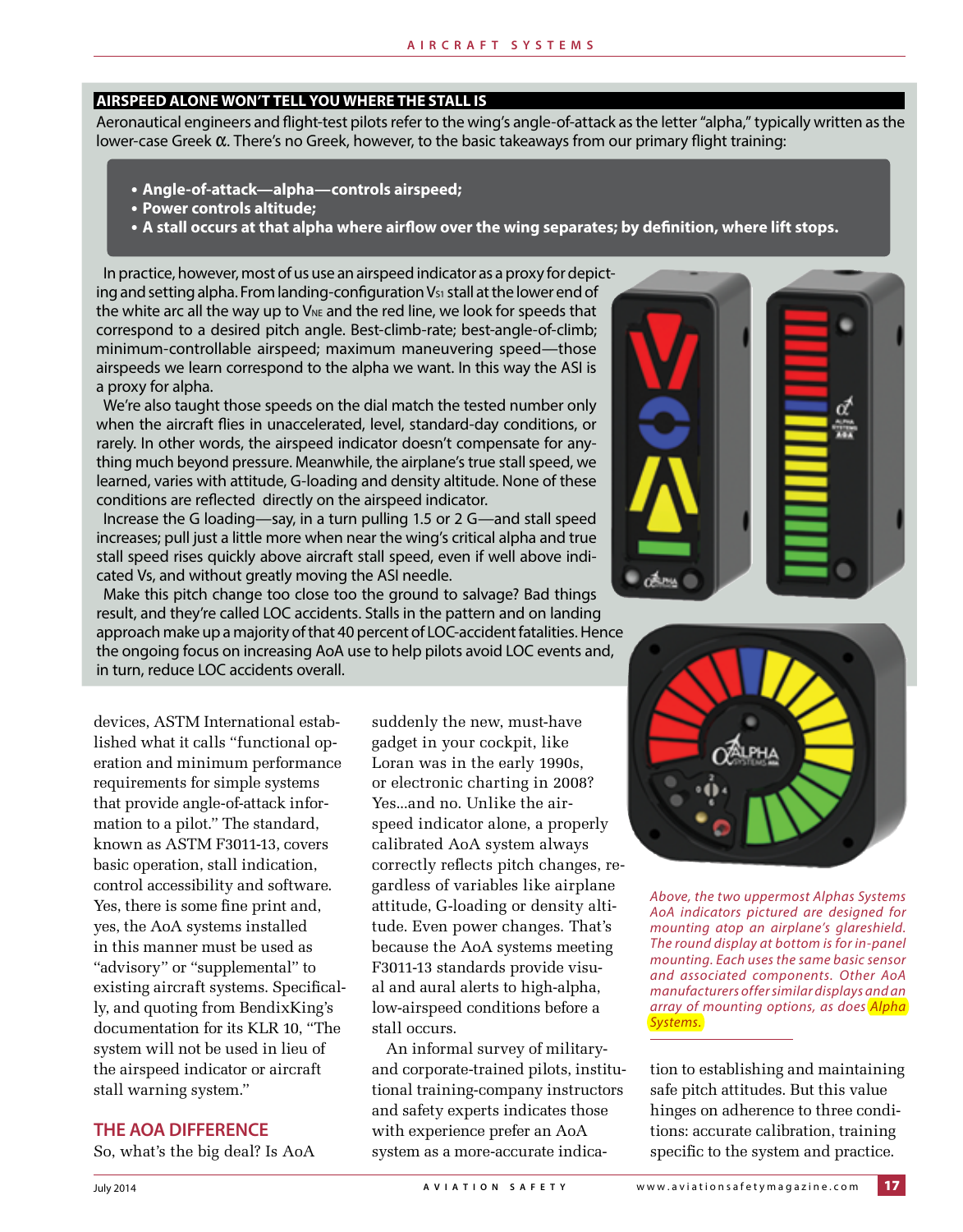### AIRSPEED ALONE WON'T TELL YOU WHERE THE STALL IS

Aeronautical engineers and flight-test pilots refer to the wing's angle-of-attack as the letter "alpha," typically written as the lower-case Greek α. There's no Greek, however, to the basic takeaways from our primary flight training:

- **Angle-of-attack—alpha—controls airspeed;**
- **Power controls altitude;**
- **A stall occurs at that alpha where airflow over the wing separates; by definition, where lift stops.**

In practice, however, most of us use an airspeed indicator as a proxy for depicting and setting alpha. From landing-configuration $V_{S1}$ stall at the lower end of the white arc all the way up to $V_{NE}$ and the red line, we look for speeds that correspond to a desired pitch angle. Best-climb-rate; best-angle-of-climb; minimum-controllable airspeed; maximum maneuvering speed—those airspeeds we learn correspond to the alpha we want. In this way the ASI is a proxy for alpha.

We're also taught those speeds on the dial match the tested number only when the aircraft flies in unaccelerated, level, standard-day conditions, or rarely. In other words, the airspeed indicator doesn't compensate for anything much beyond pressure. Meanwhile, the airplane's true stall speed, we learned, varies with attitude, G-loading and density altitude. None of these conditions are reflected directly on the airspeed indicator.

Increase the G loading—say, in a turn pulling 1.5 or 2 G—and stall speed increases; pull just a little more when near the wing's critical alpha and true stall speed rises quickly above aircraft stall speed, even if well above indicated Vs, and without greatly moving the ASI needle.

Make this pitch change too close too the ground to salvage? Bad things result, and they're called LOC accidents. Stalls in the pattern and on landing approach make up a majority of that 40 percent of LOC-accident fatalities. Hence the ongoing focus on increasing AoA use to help pilots avoid LOC events and, in turn, reduce LOC accidents overall.

devices, ASTM International established what it calls "functional operation and minimum performance requirements for simple systems that provide angle-of-attack information to a pilot." The standard, known as ASTM F3011-13, covers basic operation, stall indication, control accessibility and software. Yes, there is some fine print and, yes, the AoA systems installed in this manner must be used as "advisory" or "supplemental" to existing aircraft systems. Specifically, and quoting from BendixKing's documentation for its KLR 10, "The system will not be used in lieu of the airspeed indicator or aircraft stall warning system."

## THE AOA DIFFERENCE

So, what's the big deal? Is AoA suddenly the new, must-have gadget in your cockpit, like Loran was in the early 1990s, or electronic charting in 2008? Yes...and no. Unlike the airspeed indicator alone, a properly calibrated AoA system always correctly reflects pitch changes, regardless of variables like airplane attitude, G-loading or density altitude. Even power changes. That's because the AoA systems meeting F3011-13 standards provide visual and aural alerts to high-alpha, low-airspeed conditions before a stall occurs.

An informal survey of military- and corporate-trained pilots, institutional training-company instructors and safety experts indicates those with experience prefer an AoA system as a more-accurate indication to establishing and maintaining safe pitch attitudes. But this value hinges on adherence to three conditions: accurate calibration, training specific to the system and practice.

*Above, the two uppermost Alphas Systems AoA indicators pictured are designed for mounting atop an airplane's glareshield. The round display at bottom is for in-panel mounting. Each uses the same basic sensor and associated components. Other AoA manufacturers offer similar displays and an array of mounting options, as does Alpha Systems.*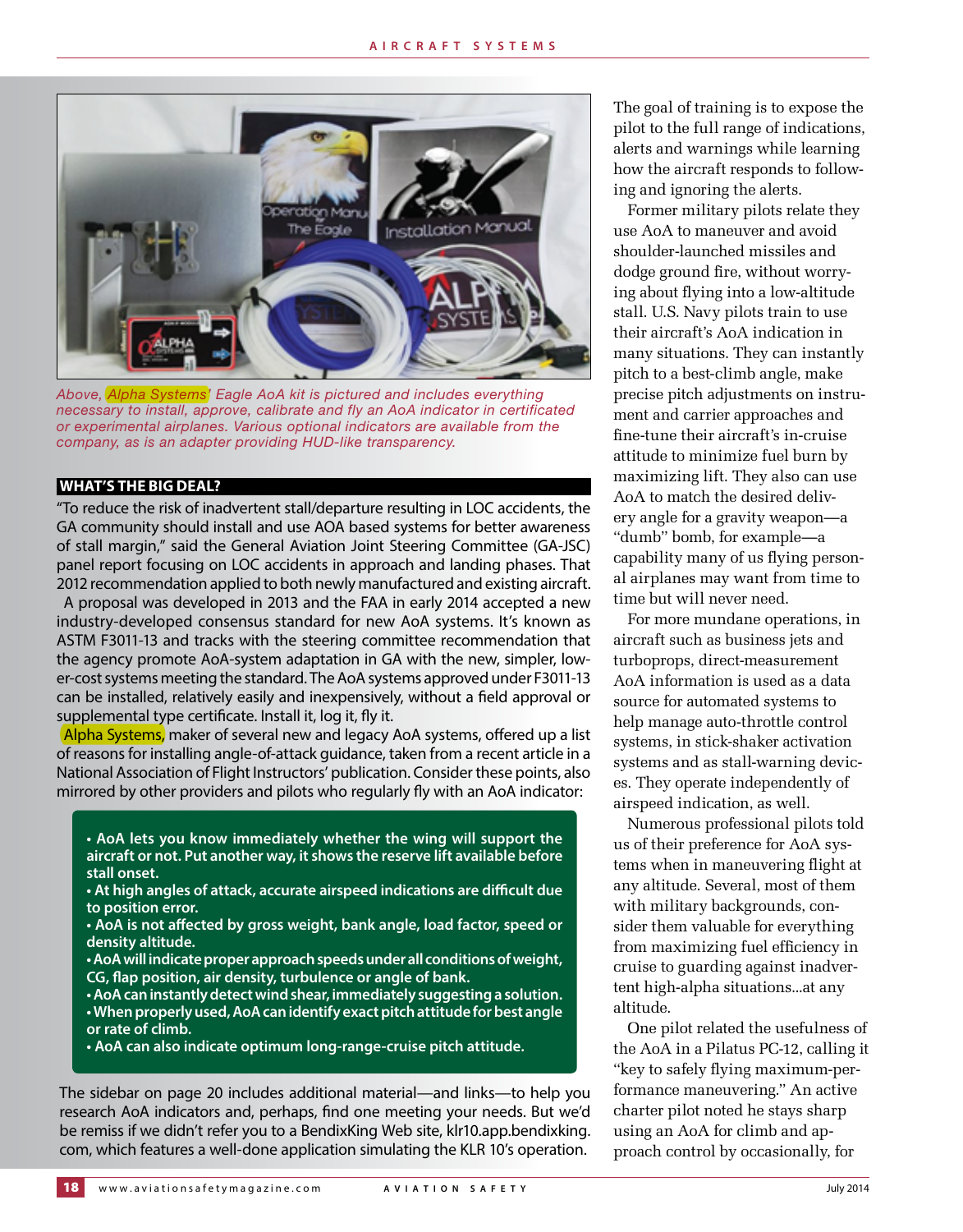*Above, Alpha Systems' Eagle AoA kit is pictured and includes everything necessary to install, approve, calibrate and fly an AoA indicator in certificated or experimental airplanes. Various optional indicators are available from the company, as is an adapter providing HUD-like transparency.*

## WHAT'S THE BIG DEAL?

"To reduce the risk of inadvertent stall/departure resulting in LOC accidents, the GA community should install and use AOA based systems for better awareness of stall margin," said the General Aviation Joint Steering Committee (GA-JSC) panel report focusing on LOC accidents in approach and landing phases. That 2012 recommendation applied to both newly manufactured and existing aircraft.

A proposal was developed in 2013 and the FAA in early 2014 accepted a new industry-developed consensus standard for new AoA systems. It's known as ASTM F3011-13 and tracks with the steering committee recommendation that the agency promote AoA-system adaptation in GA with the new, simpler, lower-cost systems meeting the standard. The AoA systems approved under F3011-13 can be installed, relatively easily and inexpensively, without a field approval or supplemental type certificate. Install it, log it, fly it.

Alpha Systems, maker of several new and legacy AoA systems, offered up a list of reasons for installing angle-of-attack guidance, taken from a recent article in a National Association of Flight Instructors' publication. Consider these points, also mirrored by other providers and pilots who regularly fly with an AoA indicator:

- **AoA lets you know immediately whether the wing will support the aircraft or not. Put another way, it shows the reserve lift available before stall onset.**
- **At high angles of attack, accurate airspeed indications are difficult due to position error.**
- **AoA is not affected by gross weight, bank angle, load factor, speed or density altitude.**
- **AoA will indicate proper approach speeds under all conditions of weight, CG, flap position, air density, turbulence or angle of bank.**
- **AoA can instantly detect wind shear, immediately suggesting a solution.**
- **When properly used, AoA can identify exact pitch attitude for best angle or rate of climb.**
- **AoA can also indicate optimum long-range-cruise pitch attitude.**

The sidebar on page 20 includes additional material—and links—to help you research AoA indicators and, perhaps, find one meeting your needs. But we'd be remiss if we didn't refer you to a BendixKing Web site, klr10.app.bendixking.com, which features a well-done application simulating the KLR 10's operation.

The goal of training is to expose the pilot to the full range of indications, alerts and warnings while learning how the aircraft responds to following and ignoring the alerts.

Former military pilots relate they use AoA to maneuver and avoid shoulder-launched missiles and dodge ground fire, without worrying about flying into a low-altitude stall. U.S. Navy pilots train to use their aircraft's AoA indication in many situations. They can instantly pitch to a best-climb angle, make precise pitch adjustments on instrument and carrier approaches and fine-tune their aircraft's in-cruise attitude to minimize fuel burn by maximizing lift. They also can use AoA to match the desired delivery angle for a gravity weapon—a "dumb" bomb, for example—a capability many of us flying personal airplanes may want from time to time but will never need.

For more mundane operations, in aircraft such as business jets and turboprops, direct-measurement AoA information is used as a data source for automated systems to help manage auto-throttle control systems, in stick-shaker activation systems and as stall-warning devices. They operate independently of airspeed indication, as well.

Numerous professional pilots told us of their preference for AoA systems when in maneuvering flight at any altitude. Several, most of them with military backgrounds, consider them valuable for everything from maximizing fuel efficiency in cruise to guarding against inadvertent high-alpha situations...at any altitude.

One pilot related the usefulness of the AoA in a Pilatus PC-12, calling it "key to safely flying maximum-performance maneuvering." An active charter pilot noted he stays sharp using an AoA for climb and approach control by occasionally, for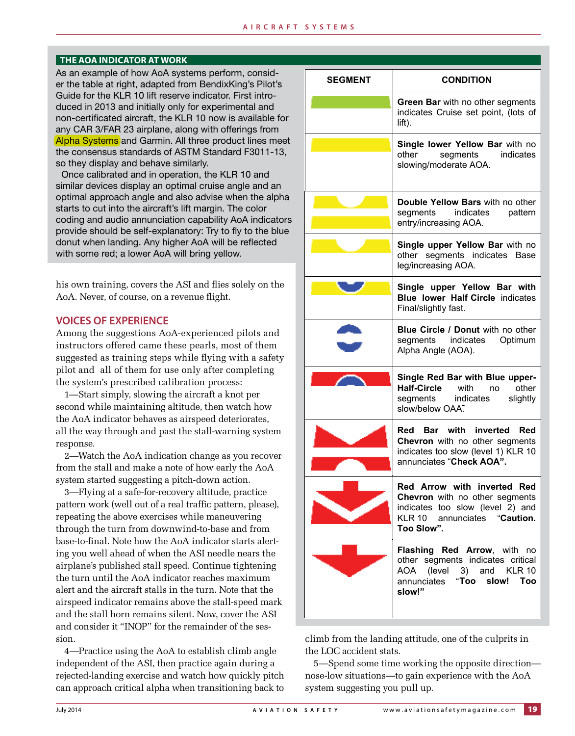## THE AOA INDICATOR AT WORK

As an example of how AoA systems perform, consider the table at right, adapted from BendixKing's Pilot's Guide for the KLR 10 lift reserve indicator. First introduced in 2013 and initially only for experimental and non-certificated aircraft, the KLR 10 now is available for any CAR 3/FAR 23 airplane, along with offerings from Alpha Systems and Garmin. All three product lines meet the consensus standards of ASTM Standard F3011-13, so they display and behave similarly.

Once calibrated and in operation, the KLR 10 and similar devices display an optimal cruise angle and an optimal approach angle and also advise when the alpha starts to cut into the aircraft's lift margin. The color coding and audio annunciation capability AoA indicators provide should be self-explanatory: Try to fly to the blue donut when landing. Any higher AoA will be reflected with some red; a lower AoA will bring yellow.

| SEGMENT | CONDITION |
|---|---|
| | **Green Bar** with no other segments indicates Cruise set point, (lots of lift). |
| | **Single lower Yellow Bar** with no other segments indicates slowing/moderate AOA. |
| | **Double Yellow Bars** with no other segments indicates pattern entry/increasing AOA. |
| | **Single upper Yellow Bar** with no other segments indicates Base leg/increasing AOA. |
| | **Single upper Yellow Bar with Blue lower Half Circle** indicates Final/slightly fast. |
| | **Blue Circle / Donut** with no other segments indicates Optimum Alpha Angle (AOA). |
| | **Single Red Bar with Blue upper-Half-Circle** with no other segments indicates slightly slow/below OAA. |
| | **Red Bar with inverted Red Chevron** with no other segments indicates too slow (level 1) KLR 10 annunciates "**Check AOA".** |
| | **Red Arrow with inverted Red Chevron** with no other segments indicates too slow (level 2) and KLR 10 annunciates "**Caution. Too Slow".** |
| | **Flashing Red Arrow**, with no other segments indicates critical AOA (level 3) and KLR 10 annunciates "**Too slow! Too slow!"** |

his own training, covers the ASI and flies solely on the AoA. Never, of course, on a revenue flight.

## VOICES OF EXPERIENCE

Among the suggestions AoA-experienced pilots and instructors offered came these pearls, most of them suggested as training steps while flying with a safety pilot and all of them for use only after completing the system's prescribed calibration process:

1—Start simply, slowing the aircraft a knot per second while maintaining altitude, then watch how the AoA indicator behaves as airspeed deteriorates, all the way through and past the stall-warning system response.

2—Watch the AoA indication change as you recover from the stall and make a note of how early the AoA system started suggesting a pitch-down action.

3—Flying at a safe-for-recovery altitude, practice pattern work (well out of a real traffic pattern, please), repeating the above exercises while maneuvering through the turn from downwind-to-base and from base-to-final. Note how the AoA indicator starts alerting you well ahead of when the ASI needle nears the airplane's published stall speed. Continue tightening the turn until the AoA indicator reaches maximum alert and the aircraft stalls in the turn. Note that the airspeed indicator remains above the stall-speed mark and the stall horn remains silent. Now, cover the ASI and consider it "INOP" for the remainder of the session.

4—Practice using the AoA to establish climb angle independent of the ASI, then practice again during a rejected-landing exercise and watch how quickly pitch can approach critical alpha when transitioning back to climb from the landing attitude, one of the culprits in the LOC accident stats.

5—Spend some time working the opposite direction—nose-low situations—to gain experience with the AoA system suggesting you pull up.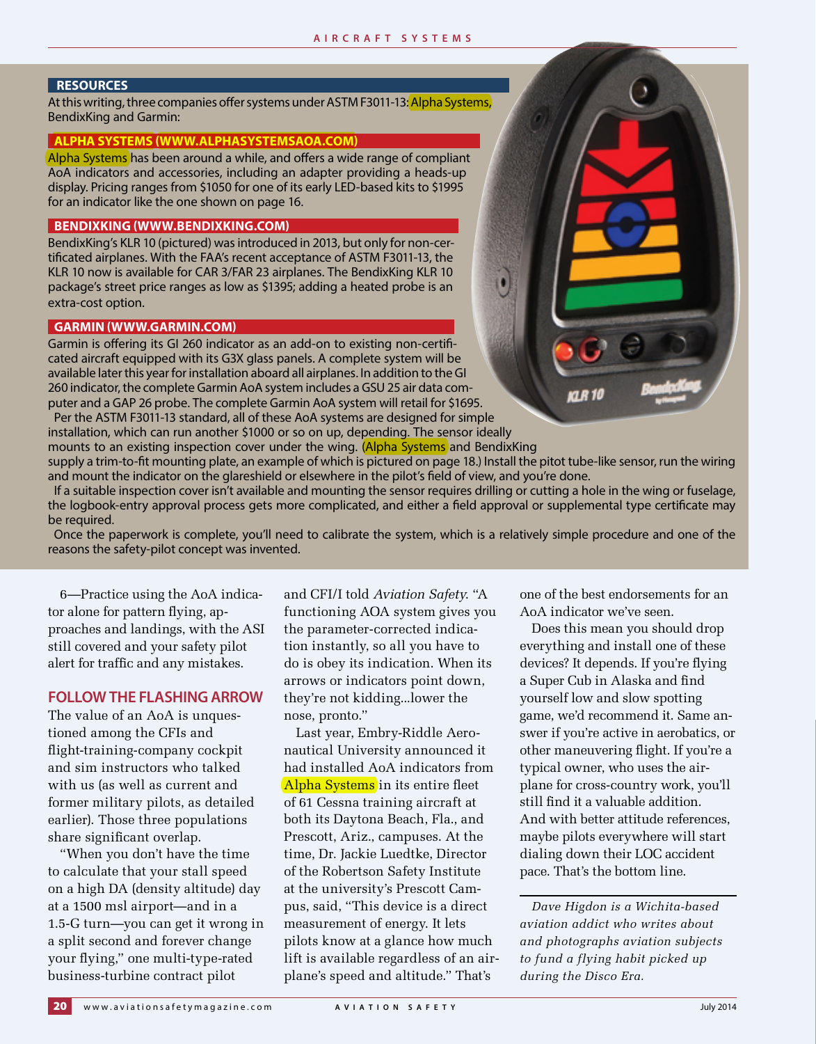## RESOURCES

At this writing, three companies offer systems under ASTM F3011-13: Alpha Systems, BendixKing and Garmin:

### ALPHA SYSTEMS (WWW.ALPHASYSTEMSAOA.COM)

Alpha Systems has been around a while, and offers a wide range of compliant AoA indicators and accessories, including an adapter providing a heads-up display. Pricing ranges from $1050 for one of its early LED-based kits to $1995 for an indicator like the one shown on page 16.

### BENDIXKING (WWW.BENDIXKING.COM)

BendixKing's KLR 10 (pictured) was introduced in 2013, but only for non-certificated airplanes. With the FAA's recent acceptance of ASTM F3011-13, the KLR 10 now is available for CAR 3/FAR 23 airplanes. The BendixKing KLR 10 package's street price ranges as low as $1395; adding a heated probe is an extra-cost option.

### GARMIN (WWW.GARMIN.COM)

Garmin is offering its GI 260 indicator as an add-on to existing non-certificated aircraft equipped with its G3X glass panels. A complete system will be available later this year for installation aboard all airplanes. In addition to the GI 260 indicator, the complete Garmin AoA system includes a GSU 25 air data computer and a GAP 26 probe. The complete Garmin AoA system will retail for $1695.

Per the ASTM F3011-13 standard, all of these AoA systems are designed for simple installation, which can run another $1000 or so on up, depending. The sensor ideally mounts to an existing inspection cover under the wing. (Alpha Systems and BendixKing supply a trim-to-fit mounting plate, an example of which is pictured on page 18.) Install the pitot tube-like sensor, run the wiring and mount the indicator on the glareshield or elsewhere in the pilot's field of view, and you're done.

If a suitable inspection cover isn't available and mounting the sensor requires drilling or cutting a hole in the wing or fuselage, the logbook-entry approval process gets more complicated, and either a field approval or supplemental type certificate may be required.

Once the paperwork is complete, you'll need to calibrate the system, which is a relatively simple procedure and one of the reasons the safety-pilot concept was invented.

6—Practice using the AoA indicator alone for pattern flying, approaches and landings, with the ASI still covered and your safety pilot alert for traffic and any mistakes.

## FOLLOW THE FLASHING ARROW

The value of an AoA is unquestioned among the CFIs and flight-training-company cockpit and sim instructors who talked with us (as well as current and former military pilots, as detailed earlier). Those three populations share significant overlap.

"When you don't have the time to calculate that your stall speed on a high DA (density altitude) day at a 1500 msl airport—and in a 1.5-G turn—you can get it wrong in a split second and forever change your flying," one multi-type-rated business-turbine contract pilot and CFI/I told *Aviation Safety*. "A functioning AOA system gives you the parameter-corrected indication instantly, so all you have to do is obey its indication. When its arrows or indicators point down, they're not kidding...lower the nose, pronto."

Last year, Embry-Riddle Aeronautical University announced it had installed AoA indicators from Alpha Systems in its entire fleet of 61 Cessna training aircraft at both its Daytona Beach, Fla., and Prescott, Ariz., campuses. At the time, Dr. Jackie Luedtke, Director of the Robertson Safety Institute at the university's Prescott Campus, said, "This device is a direct measurement of energy. It lets pilots know at a glance how much lift is available regardless of an airplane's speed and altitude." That's one of the best endorsements for an AoA indicator we've seen.

Does this mean you should drop everything and install one of these devices? It depends. If you're flying a Super Cub in Alaska and find yourself low and slow spotting game, we'd recommend it. Same answer if you're active in aerobatics, or other maneuvering flight. If you're a typical owner, who uses the airplane for cross-country work, you'll still find it a valuable addition. And with better attitude references, maybe pilots everywhere will start dialing down their LOC accident pace. That's the bottom line.

---

*Dave Higdon is a Wichita-based aviation addict who writes about and photographs aviation subjects to fund a flying habit picked up during the Disco Era.*